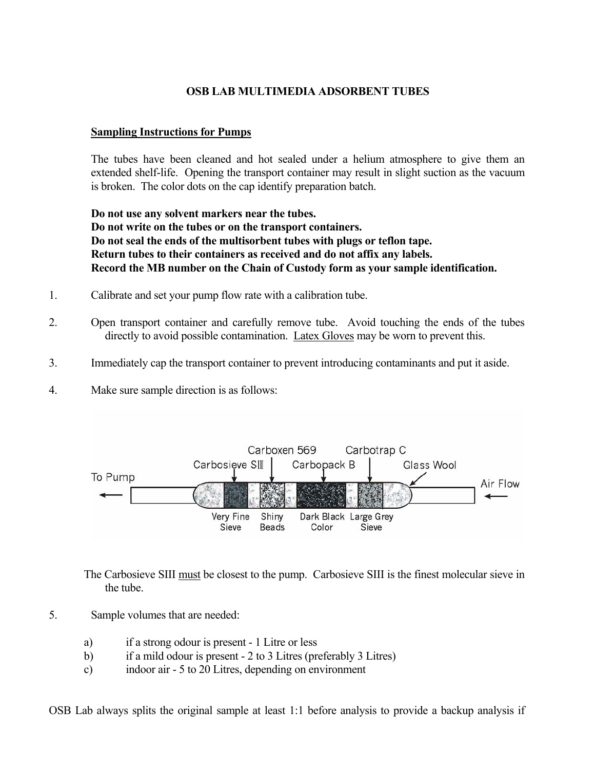## OSB LAB MULTIMEDIA ADSORBENT TUBES

### Sampling Instructions for Pumps

The tubes have been cleaned and hot sealed under a helium atmosphere to give them an extended shelf-life. Opening the transport container may result in slight suction as the vacuum is broken. The color dots on the cap identify preparation batch.

**Do not use any solvent markers near the tubes.**
**Do not write on the tubes or on the transport containers.**
**Do not seal the ends of the multisorbent tubes with plugs or teflon tape.**
**Return tubes to their containers as received and do not affix any labels.**
**Record the MB number on the Chain of Custody form as your sample identification.**

1. Calibrate and set your pump flow rate with a calibration tube.

2. Open transport container and carefully remove tube. Avoid touching the ends of the tubes directly to avoid possible contamination. Latex Gloves may be worn to prevent this.

3. Immediately cap the transport container to prevent introducing contaminants and put it aside.

4. Make sure sample direction is as follows:

To Pump ←

Carbosieve SIII
Carboxen 569
Carbopack B
Carbotrap C
Glass Wool

← Air Flow

Very Fine Sieve
Shiny Beads
Dark Black Color
Large Grey Sieve

The Carbosieve SIII must be closest to the pump. Carbosieve SIII is the finest molecular sieve in the tube.

5. Sample volumes that are needed:

   a) if a strong odour is present - 1 Litre or less
   b) if a mild odour is present - 2 to 3 Litres (preferably 3 Litres)
   c) indoor air - 5 to 20 Litres, depending on environment

OSB Lab always splits the original sample at least 1:1 before analysis to provide a backup analysis if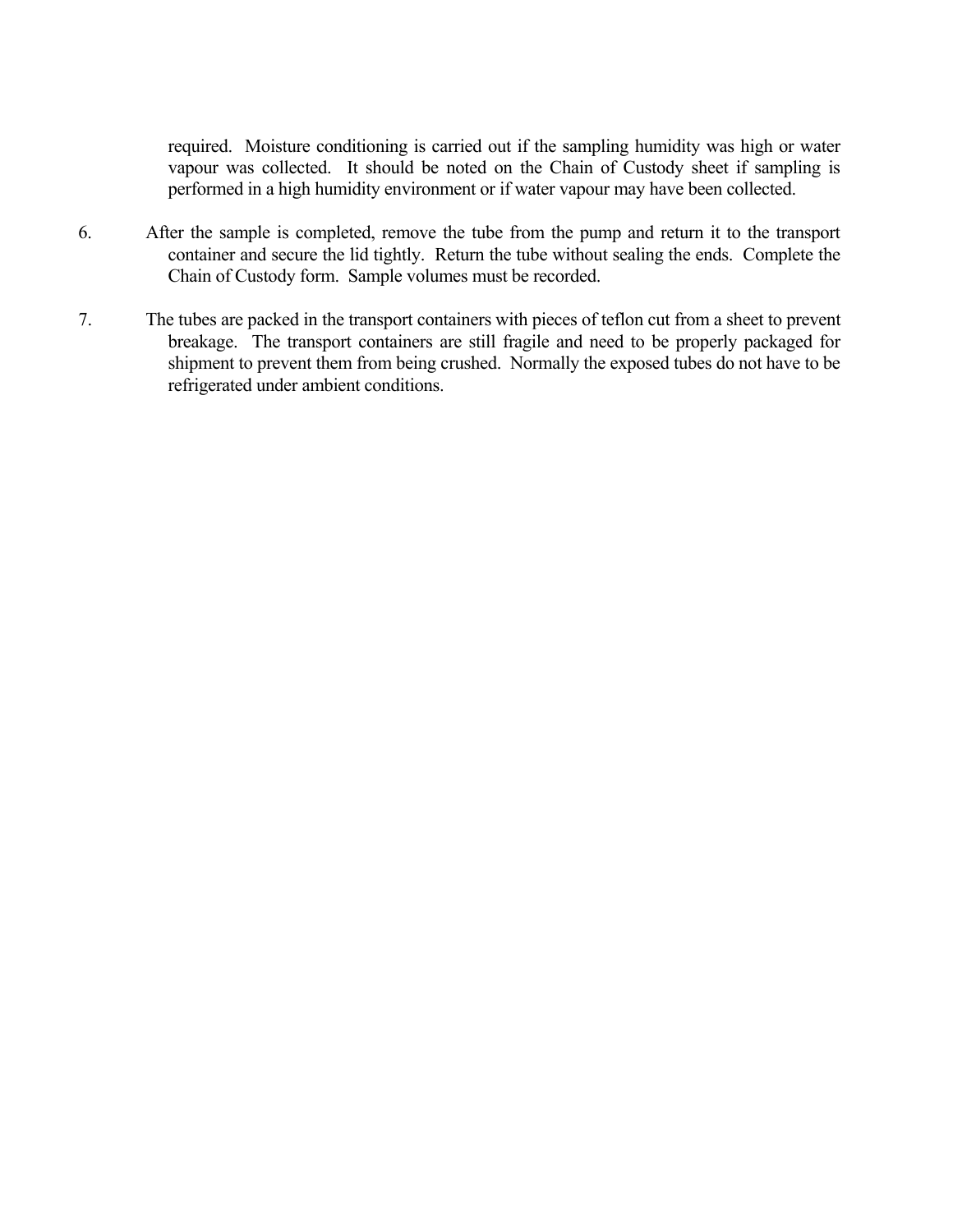required. Moisture conditioning is carried out if the sampling humidity was high or water vapour was collected. It should be noted on the Chain of Custody sheet if sampling is performed in a high humidity environment or if water vapour may have been collected.

6. After the sample is completed, remove the tube from the pump and return it to the transport container and secure the lid tightly. Return the tube without sealing the ends. Complete the Chain of Custody form. Sample volumes must be recorded.

7. The tubes are packed in the transport containers with pieces of teflon cut from a sheet to prevent breakage. The transport containers are still fragile and need to be properly packaged for shipment to prevent them from being crushed. Normally the exposed tubes do not have to be refrigerated under ambient conditions.